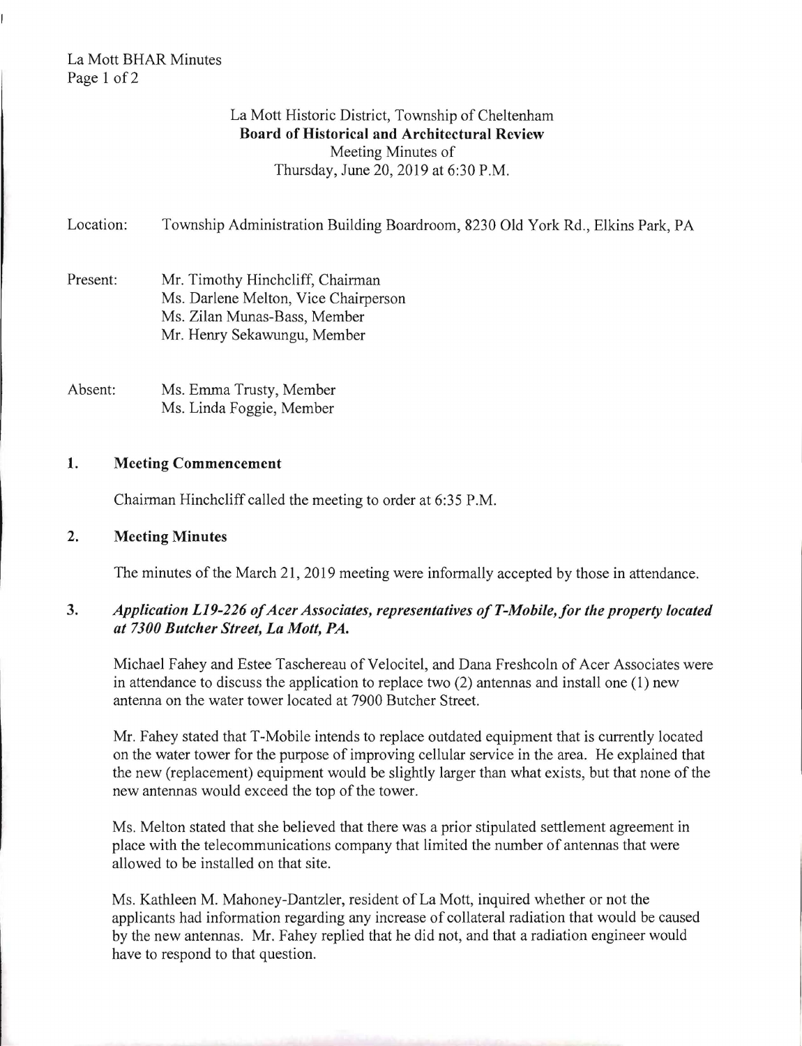La Mott Historic District, Township of Cheltenham
**Board of Historical and Architectural Review**
Meeting Minutes of
Thursday, June 20, 2019 at 6:30 P.M.

Location: Township Administration Building Boardroom, 8230 Old York Rd., Elkins Park, PA

Present: Mr. Timothy Hinchcliff, Chairman
Ms. Darlene Melton, Vice Chairperson
Ms. Zilan Munas-Bass, Member
Mr. Henry Sekawungu, Member

Absent: Ms. Emma Trusty, Member
Ms. Linda Foggie, Member

## 1. Meeting Commencement

Chairman Hinchcliff called the meeting to order at 6:35 P.M.

## 2. Meeting Minutes

The minutes of the March 21, 2019 meeting were informally accepted by those in attendance.

## 3. *Application L19-226 of Acer Associates, representatives of T-Mobile, for the property located at 7300 Butcher Street, La Mott, PA.*

Michael Fahey and Estee Taschereau of Velocitel, and Dana Freshcoln of Acer Associates were in attendance to discuss the application to replace two (2) antennas and install one (1) new antenna on the water tower located at 7900 Butcher Street.

Mr. Fahey stated that T-Mobile intends to replace outdated equipment that is currently located on the water tower for the purpose of improving cellular service in the area. He explained that the new (replacement) equipment would be slightly larger than what exists, but that none of the new antennas would exceed the top of the tower.

Ms. Melton stated that she believed that there was a prior stipulated settlement agreement in place with the telecommunications company that limited the number of antennas that were allowed to be installed on that site.

Ms. Kathleen M. Mahoney-Dantzler, resident of La Mott, inquired whether or not the applicants had information regarding any increase of collateral radiation that would be caused by the new antennas. Mr. Fahey replied that he did not, and that a radiation engineer would have to respond to that question.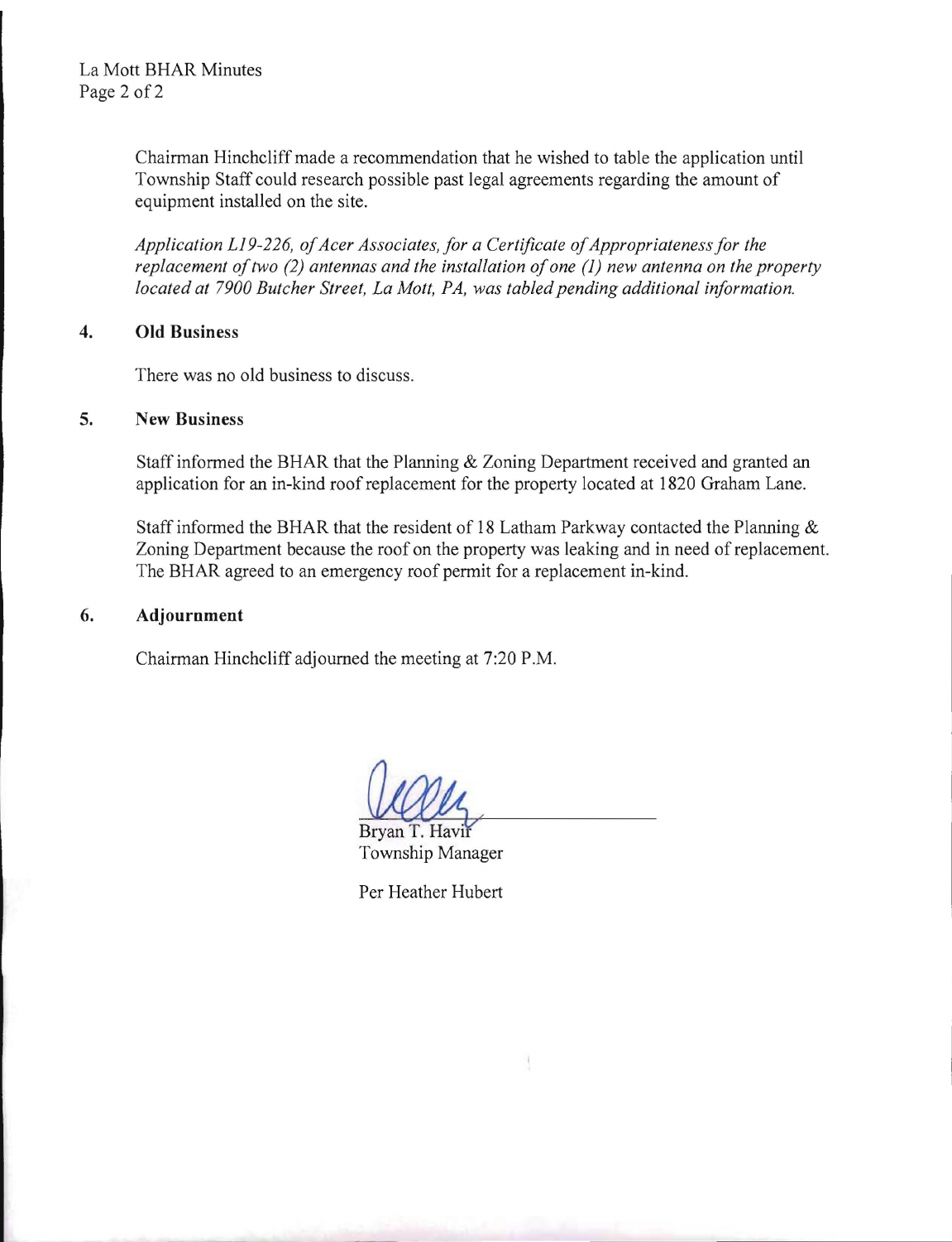Chairman Hinchcliff made a recommendation that he wished to table the application until Township Staff could research possible past legal agreements regarding the amount of equipment installed on the site.

*Application L19-226, of Acer Associates, for a Certificate of Appropriateness for the replacement of two (2) antennas and the installation of one (1) new antenna on the property located at 7900 Butcher Street, La Mott, PA, was tabled pending additional information.*

## 4. Old Business

There was no old business to discuss.

## 5. New Business

Staff informed the BHAR that the Planning & Zoning Department received and granted an application for an in-kind roof replacement for the property located at 1820 Graham Lane.

Staff informed the BHAR that the resident of 18 Latham Parkway contacted the Planning & Zoning Department because the roof on the property was leaking and in need of replacement. The BHAR agreed to an emergency roof permit for a replacement in-kind.

## 6. Adjournment

Chairman Hinchcliff adjourned the meeting at 7:20 P.M.

Bryan T. Havir
Township Manager

Per Heather Hubert